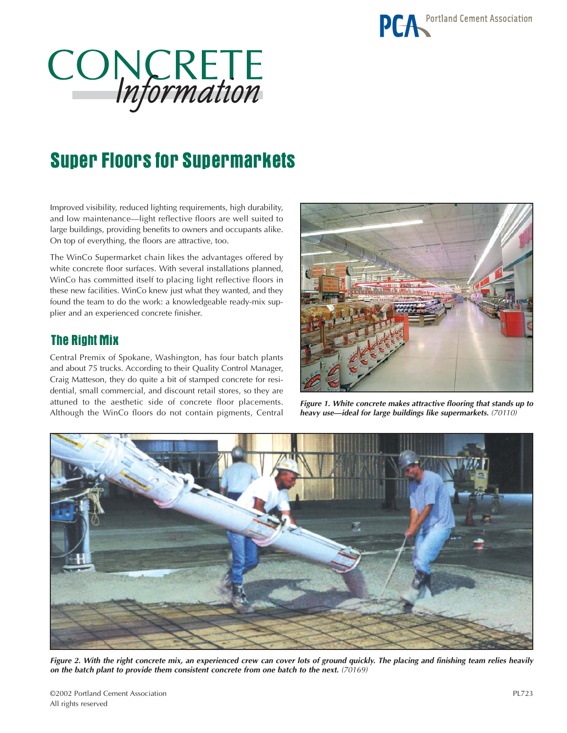# CONCRETE Information

# Super Floors for Supermarkets

Improved visibility, reduced lighting requirements, high durability, and low maintenance—light reflective floors are well suited to large buildings, providing benefits to owners and occupants alike. On top of everything, the floors are attractive, too.

The WinCo Supermarket chain likes the advantages offered by white concrete floor surfaces. With several installations planned, WinCo has committed itself to placing light reflective floors in these new facilities. WinCo knew just what they wanted, and they found the team to do the work: a knowledgeable ready-mix supplier and an experienced concrete finisher.

## The Right Mix

Central Premix of Spokane, Washington, has four batch plants and about 75 trucks. According to their Quality Control Manager, Craig Matteson, they do quite a bit of stamped concrete for residential, small commercial, and discount retail stores, so they are attuned to the aesthetic side of concrete floor placements. Although the WinCo floors do not contain pigments, Central

***Figure 1. White concrete makes attractive flooring that stands up to heavy use—ideal for large buildings like supermarkets.*** *(70110)*

***Figure 2. With the right concrete mix, an experienced crew can cover lots of ground quickly. The placing and finishing team relies heavily on the batch plant to provide them consistent concrete from one batch to the next.*** *(70169)*

©2002 Portland Cement Association
All rights reserved

PL723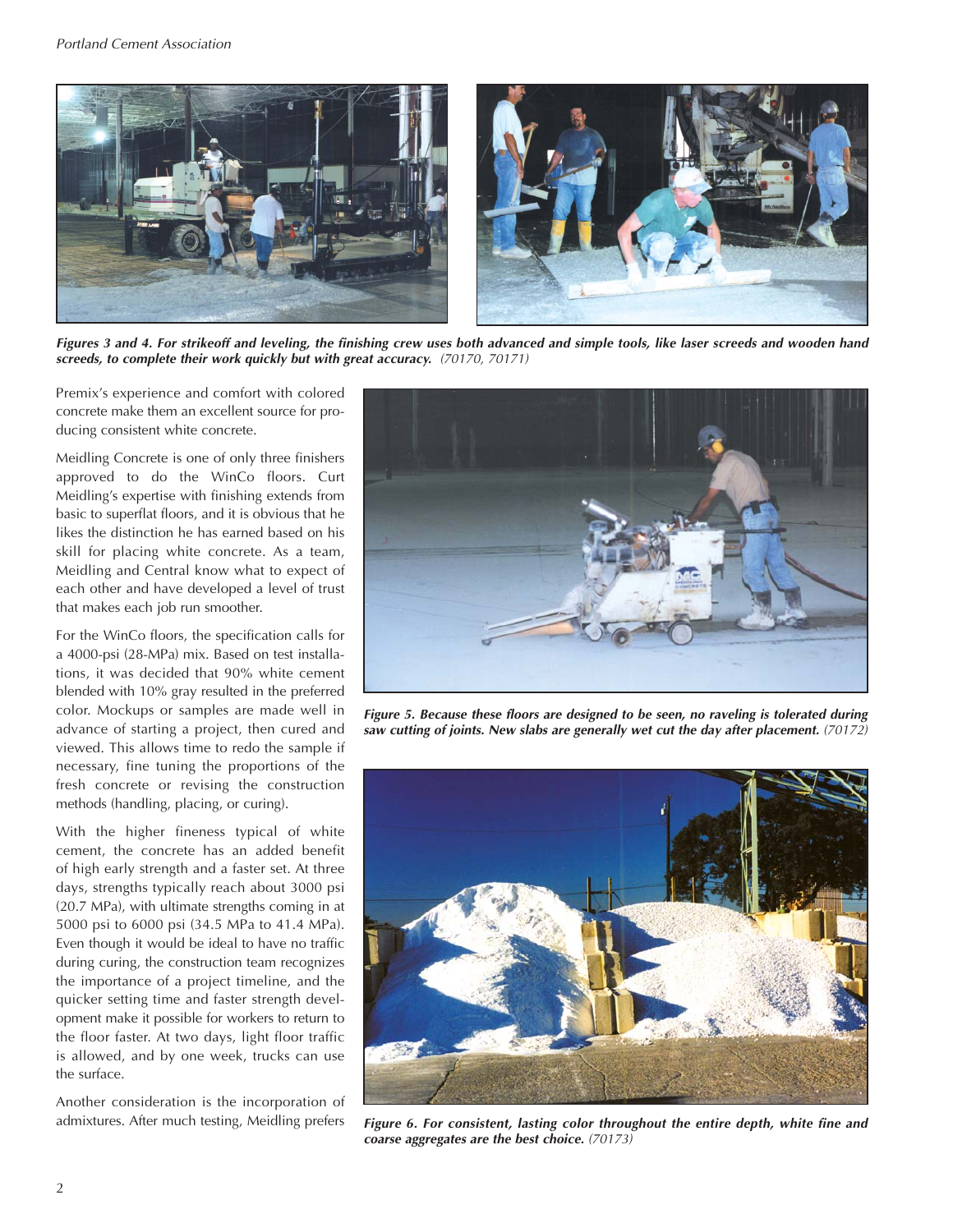*Figures 3 and 4. For strikeoff and leveling, the finishing crew uses both advanced and simple tools, like laser screeds and wooden hand screeds, to complete their work quickly but with great accuracy.* (70170, 70171)

Premix's experience and comfort with colored concrete make them an excellent source for producing consistent white concrete.

Meidling Concrete is one of only three finishers approved to do the WinCo floors. Curt Meidling's expertise with finishing extends from basic to superflat floors, and it is obvious that he likes the distinction he has earned based on his skill for placing white concrete. As a team, Meidling and Central know what to expect of each other and have developed a level of trust that makes each job run smoother.

For the WinCo floors, the specification calls for a 4000-psi (28-MPa) mix. Based on test installations, it was decided that 90% white cement blended with 10% gray resulted in the preferred color. Mockups or samples are made well in advance of starting a project, then cured and viewed. This allows time to redo the sample if necessary, fine tuning the proportions of the fresh concrete or revising the construction methods (handling, placing, or curing).

With the higher fineness typical of white cement, the concrete has an added benefit of high early strength and a faster set. At three days, strengths typically reach about 3000 psi (20.7 MPa), with ultimate strengths coming in at 5000 psi to 6000 psi (34.5 MPa to 41.4 MPa). Even though it would be ideal to have no traffic during curing, the construction team recognizes the importance of a project timeline, and the quicker setting time and faster strength development make it possible for workers to return to the floor faster. At two days, light floor traffic is allowed, and by one week, trucks can use the surface.

Another consideration is the incorporation of admixtures. After much testing, Meidling prefers

*Figure 5. Because these floors are designed to be seen, no raveling is tolerated during saw cutting of joints. New slabs are generally wet cut the day after placement.* (70172)

*Figure 6. For consistent, lasting color throughout the entire depth, white fine and coarse aggregates are the best choice.* (70173)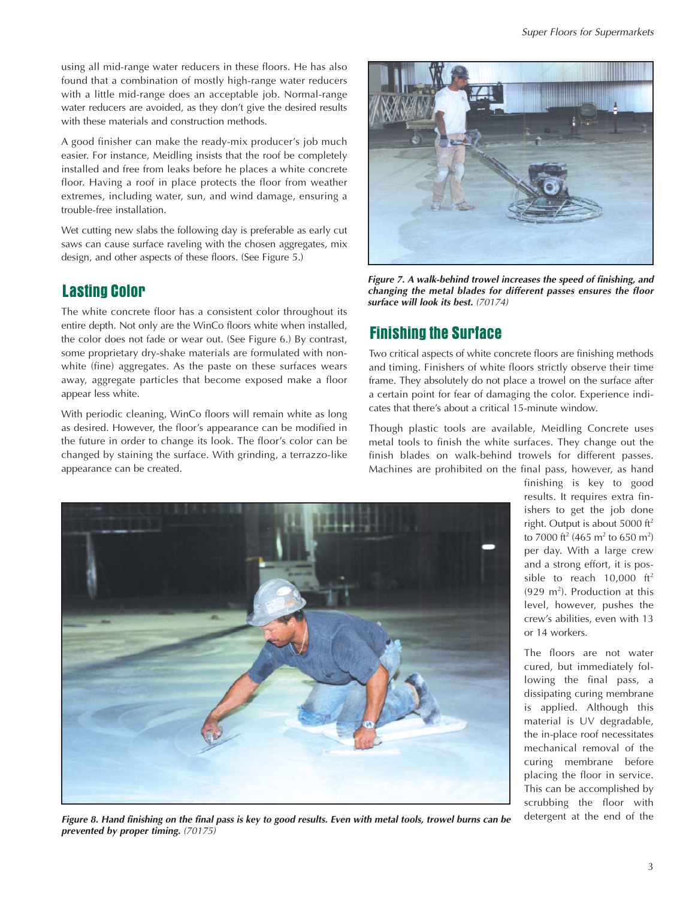using all mid-range water reducers in these floors. He has also found that a combination of mostly high-range water reducers with a little mid-range does an acceptable job. Normal-range water reducers are avoided, as they don't give the desired results with these materials and construction methods.

A good finisher can make the ready-mix producer's job much easier. For instance, Meidling insists that the roof be completely installed and free from leaks before he places a white concrete floor. Having a roof in place protects the floor from weather extremes, including water, sun, and wind damage, ensuring a trouble-free installation.

Wet cutting new slabs the following day is preferable as early cut saws can cause surface raveling with the chosen aggregates, mix design, and other aspects of these floors. (See Figure 5.)

## Lasting Color

The white concrete floor has a consistent color throughout its entire depth. Not only are the WinCo floors white when installed, the color does not fade or wear out. (See Figure 6.) By contrast, some proprietary dry-shake materials are formulated with non-white (fine) aggregates. As the paste on these surfaces wears away, aggregate particles that become exposed make a floor appear less white.

With periodic cleaning, WinCo floors will remain white as long as desired. However, the floor's appearance can be modified in the future in order to change its look. The floor's color can be changed by staining the surface. With grinding, a terrazzo-like appearance can be created.

***Figure 7. A walk-behind trowel increases the speed of finishing, and changing the metal blades for different passes ensures the floor surface will look its best.*** *(70174)*

## Finishing the Surface

Two critical aspects of white concrete floors are finishing methods and timing. Finishers of white floors strictly observe their time frame. They absolutely do not place a trowel on the surface after a certain point for fear of damaging the color. Experience indicates that there's about a critical 15-minute window.

Though plastic tools are available, Meidling Concrete uses metal tools to finish the white surfaces. They change out the finish blades on walk-behind trowels for different passes. Machines are prohibited on the final pass, however, as hand finishing is key to good results. It requires extra finishers to get the job done right. Output is about 5000 $ft^2$ to 7000 $ft^2$ (465 $m^2$ to 650 $m^2$) per day. With a large crew and a strong effort, it is possible to reach 10,000 $ft^2$ (929 $m^2$). Production at this level, however, pushes the crew's abilities, even with 13 or 14 workers.

The floors are not water cured, but immediately following the final pass, a dissipating curing membrane is applied. Although this material is UV degradable, the in-place roof necessitates mechanical removal of the curing membrane before placing the floor in service. This can be accomplished by scrubbing the floor with detergent at the end of the

***Figure 8. Hand finishing on the final pass is key to good results. Even with metal tools, trowel burns can be prevented by proper timing.*** *(70175)*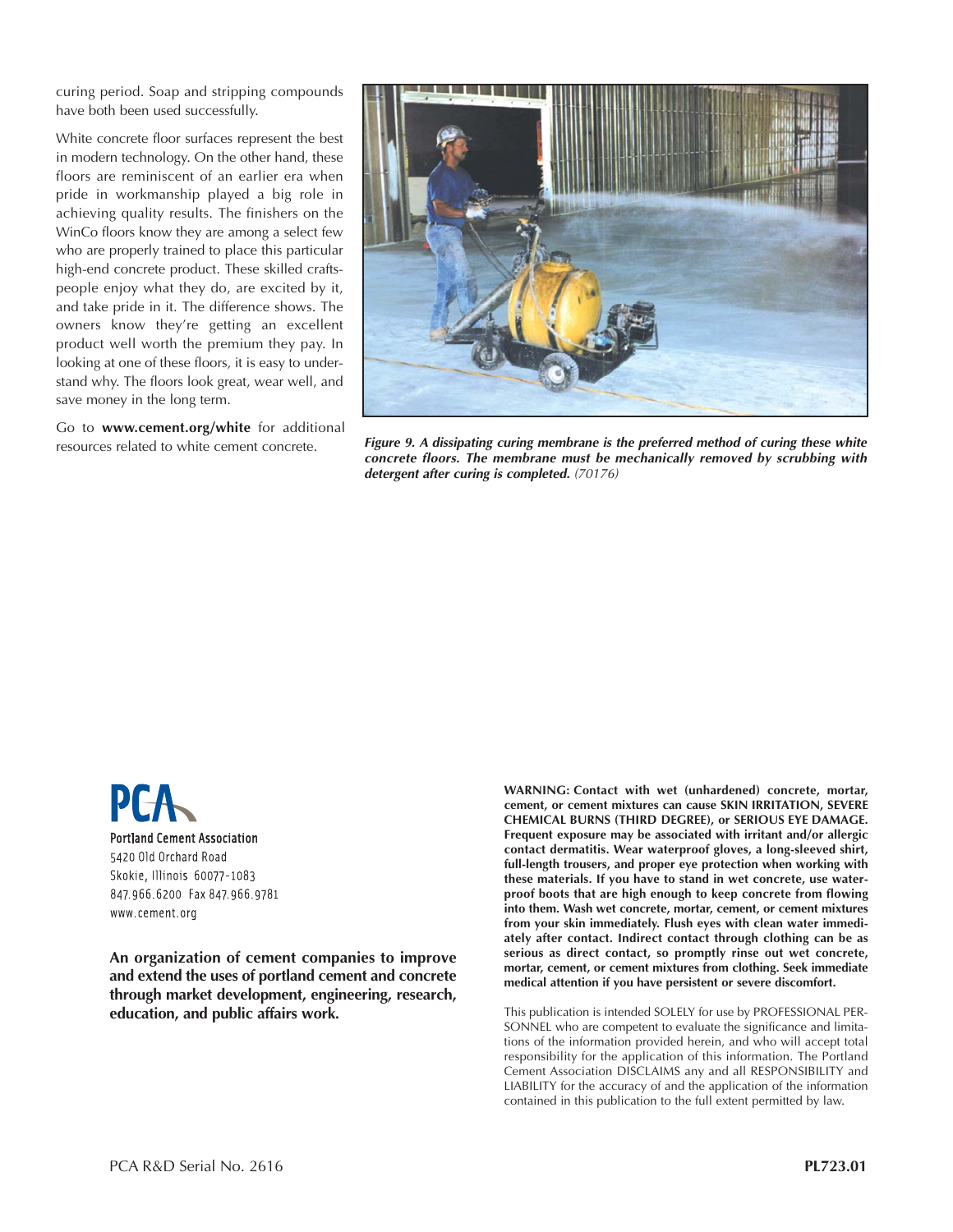curing period. Soap and stripping compounds have both been used successfully.

White concrete floor surfaces represent the best in modern technology. On the other hand, these floors are reminiscent of an earlier era when pride in workmanship played a big role in achieving quality results. The finishers on the WinCo floors know they are among a select few who are properly trained to place this particular high-end concrete product. These skilled craftspeople enjoy what they do, are excited by it, and take pride in it. The difference shows. The owners know they're getting an excellent product well worth the premium they pay. In looking at one of these floors, it is easy to understand why. The floors look great, wear well, and save money in the long term.

Go to **www.cement.org/white** for additional resources related to white cement concrete.

***Figure 9. A dissipating curing membrane is the preferred method of curing these white concrete floors. The membrane must be mechanically removed by scrubbing with detergent after curing is completed.*** *(70176)*

**PCA**

Portland Cement Association
5420 Old Orchard Road
Skokie, Illinois 60077-1083
847.966.6200 Fax 847.966.9781
www.cement.org

**An organization of cement companies to improve and extend the uses of portland cement and concrete through market development, engineering, research, education, and public affairs work.**

**WARNING: Contact with wet (unhardened) concrete, mortar, cement, or cement mixtures can cause SKIN IRRITATION, SEVERE CHEMICAL BURNS (THIRD DEGREE), or SERIOUS EYE DAMAGE. Frequent exposure may be associated with irritant and/or allergic contact dermatitis. Wear waterproof gloves, a long-sleeved shirt, full-length trousers, and proper eye protection when working with these materials. If you have to stand in wet concrete, use waterproof boots that are high enough to keep concrete from flowing into them. Wash wet concrete, mortar, cement, or cement mixtures from your skin immediately. Flush eyes with clean water immediately after contact. Indirect contact through clothing can be as serious as direct contact, so promptly rinse out wet concrete, mortar, cement, or cement mixtures from clothing. Seek immediate medical attention if you have persistent or severe discomfort.**

This publication is intended SOLELY for use by PROFESSIONAL PERSONNEL who are competent to evaluate the significance and limitations of the information provided herein, and who will accept total responsibility for the application of this information. The Portland Cement Association DISCLAIMS any and all RESPONSIBILITY and LIABILITY for the accuracy of and the application of the information contained in this publication to the full extent permitted by law.

PCA R&D Serial No. 2616

**PL723.01**